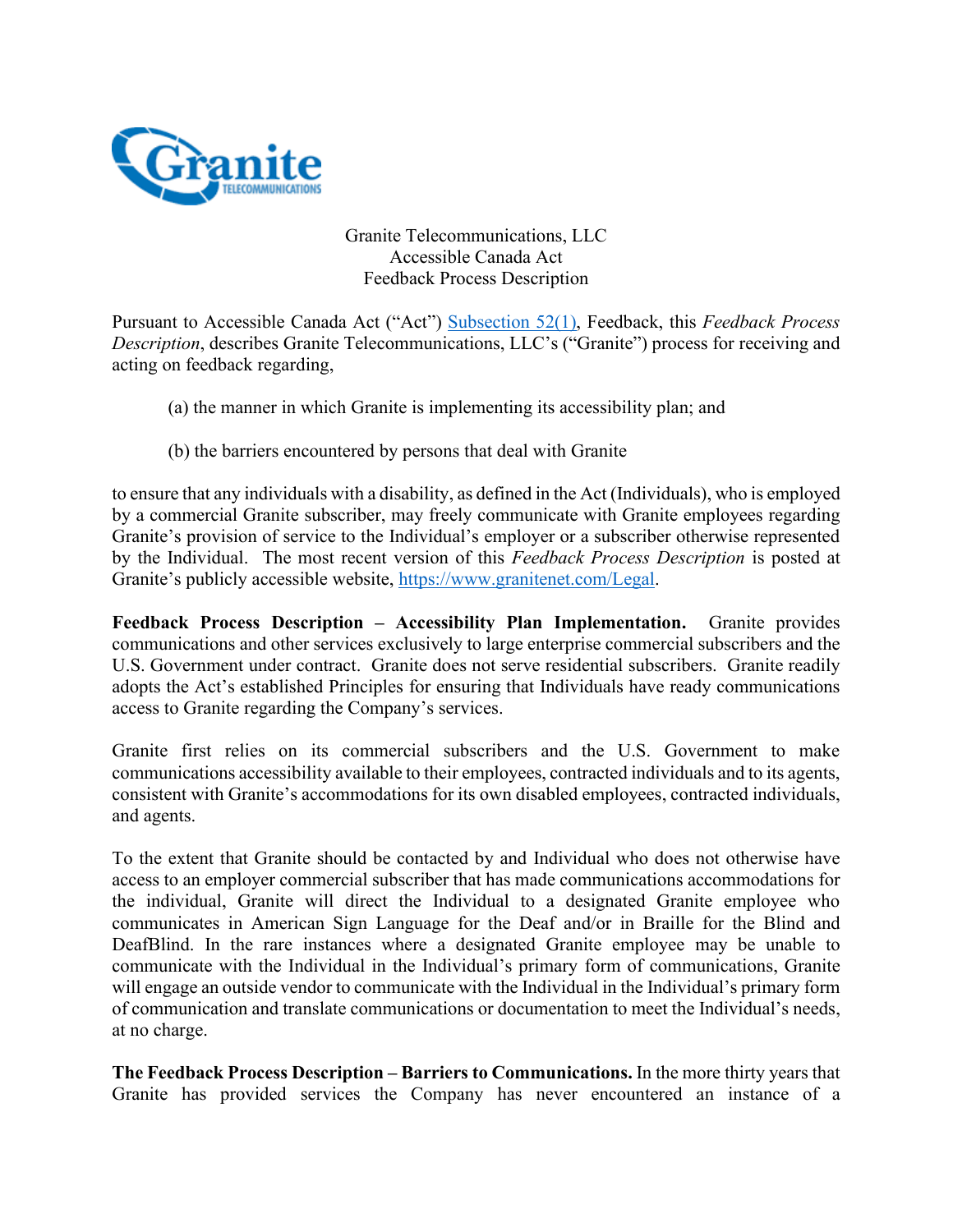Granite Telecommunications, LLC
Accessible Canada Act
Feedback Process Description

Pursuant to Accessible Canada Act ("Act") [Subsection 52(1)](), Feedback, this *Feedback Process Description*, describes Granite Telecommunications, LLC's ("Granite") process for receiving and acting on feedback regarding,

(a) the manner in which Granite is implementing its accessibility plan; and

(b) the barriers encountered by persons that deal with Granite

to ensure that any individuals with a disability, as defined in the Act (Individuals), who is employed by a commercial Granite subscriber, may freely communicate with Granite employees regarding Granite's provision of service to the Individual's employer or a subscriber otherwise represented by the Individual. The most recent version of this *Feedback Process Description* is posted at Granite's publicly accessible website, https://www.granitenet.com/Legal.

**Feedback Process Description – Accessibility Plan Implementation.** Granite provides communications and other services exclusively to large enterprise commercial subscribers and the U.S. Government under contract. Granite does not serve residential subscribers. Granite readily adopts the Act's established Principles for ensuring that Individuals have ready communications access to Granite regarding the Company's services.

Granite first relies on its commercial subscribers and the U.S. Government to make communications accessibility available to their employees, contracted individuals and to its agents, consistent with Granite's accommodations for its own disabled employees, contracted individuals, and agents.

To the extent that Granite should be contacted by and Individual who does not otherwise have access to an employer commercial subscriber that has made communications accommodations for the individual, Granite will direct the Individual to a designated Granite employee who communicates in American Sign Language for the Deaf and/or in Braille for the Blind and DeafBlind. In the rare instances where a designated Granite employee may be unable to communicate with the Individual in the Individual's primary form of communications, Granite will engage an outside vendor to communicate with the Individual in the Individual's primary form of communication and translate communications or documentation to meet the Individual's needs, at no charge.

**The Feedback Process Description – Barriers to Communications.** In the more thirty years that Granite has provided services the Company has never encountered an instance of a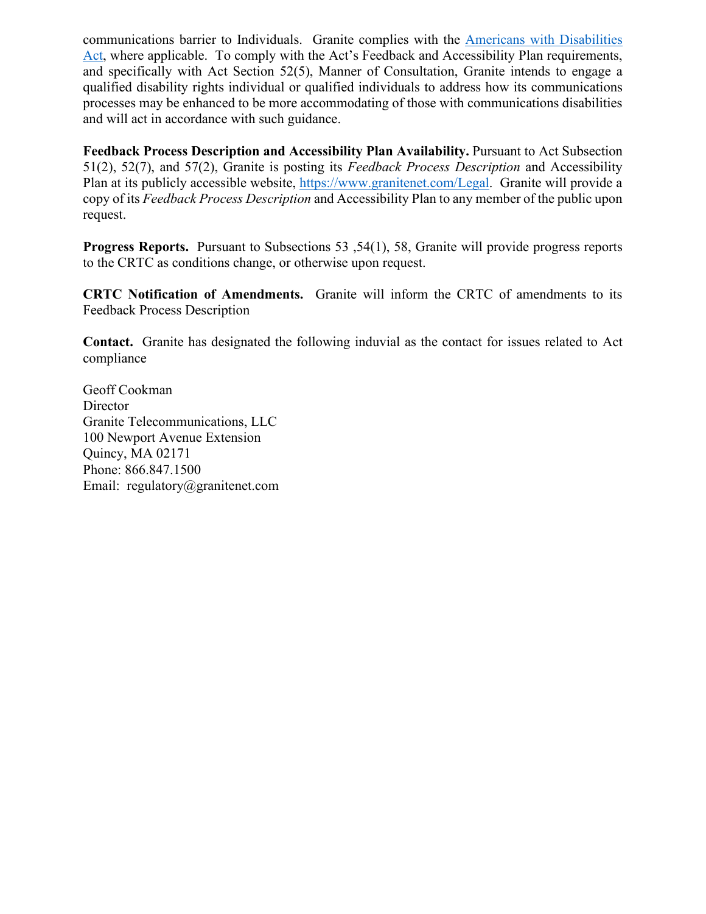communications barrier to Individuals. Granite complies with the Americans with Disabilities Act, where applicable. To comply with the Act's Feedback and Accessibility Plan requirements, and specifically with Act Section 52(5), Manner of Consultation, Granite intends to engage a qualified disability rights individual or qualified individuals to address how its communications processes may be enhanced to be more accommodating of those with communications disabilities and will act in accordance with such guidance.

**Feedback Process Description and Accessibility Plan Availability.** Pursuant to Act Subsection 51(2), 52(7), and 57(2), Granite is posting its *Feedback Process Description* and Accessibility Plan at its publicly accessible website, https://www.granitenet.com/Legal. Granite will provide a copy of its *Feedback Process Description* and Accessibility Plan to any member of the public upon request.

**Progress Reports.** Pursuant to Subsections 53 ,54(1), 58, Granite will provide progress reports to the CRTC as conditions change, or otherwise upon request.

**CRTC Notification of Amendments.** Granite will inform the CRTC of amendments to its Feedback Process Description

**Contact.** Granite has designated the following induvial as the contact for issues related to Act compliance

Geoff Cookman
Director
Granite Telecommunications, LLC
100 Newport Avenue Extension
Quincy, MA 02171
Phone: 866.847.1500
Email: regulatory@granitenet.com